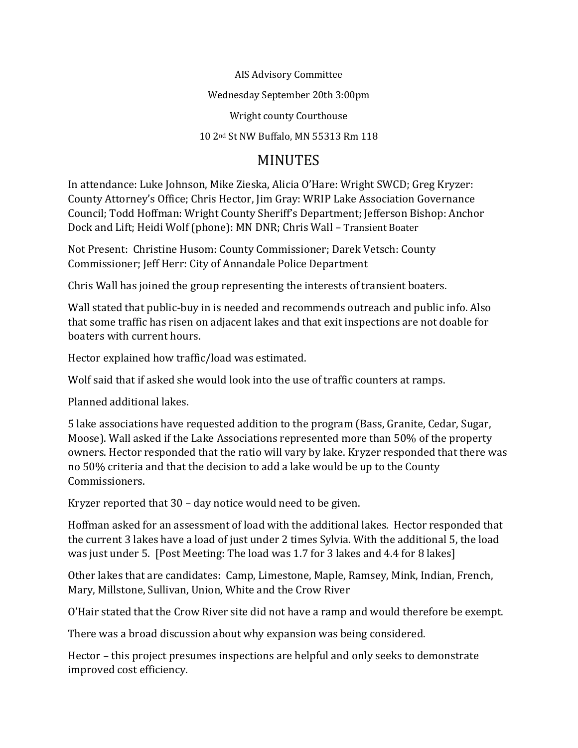AIS Advisory Committee

Wednesday September 20th 3:00pm

Wright county Courthouse

10 2nd St NW Buffalo, MN 55313 Rm 118

# MINUTES

In attendance: Luke Johnson, Mike Zieska, Alicia O'Hare: Wright SWCD; Greg Kryzer: County Attorney's Office; Chris Hector, Jim Gray: WRIP Lake Association Governance Council; Todd Hoffman: Wright County Sheriff's Department; Jefferson Bishop: Anchor Dock and Lift; Heidi Wolf (phone): MN DNR; Chris Wall – Transient Boater

Not Present: Christine Husom: County Commissioner; Darek Vetsch: County Commissioner; Jeff Herr: City of Annandale Police Department

Chris Wall has joined the group representing the interests of transient boaters.

Wall stated that public-buy in is needed and recommends outreach and public info. Also that some traffic has risen on adjacent lakes and that exit inspections are not doable for boaters with current hours.

Hector explained how traffic/load was estimated.

Wolf said that if asked she would look into the use of traffic counters at ramps.

Planned additional lakes.

5 lake associations have requested addition to the program (Bass, Granite, Cedar, Sugar, Moose). Wall asked if the Lake Associations represented more than 50% of the property owners. Hector responded that the ratio will vary by lake. Kryzer responded that there was no 50% criteria and that the decision to add a lake would be up to the County Commissioners.

Kryzer reported that 30 – day notice would need to be given.

Hoffman asked for an assessment of load with the additional lakes. Hector responded that the current 3 lakes have a load of just under 2 times Sylvia. With the additional 5, the load was just under 5. [Post Meeting: The load was 1.7 for 3 lakes and 4.4 for 8 lakes]

Other lakes that are candidates: Camp, Limestone, Maple, Ramsey, Mink, Indian, French, Mary, Millstone, Sullivan, Union, White and the Crow River

O'Hair stated that the Crow River site did not have a ramp and would therefore be exempt.

There was a broad discussion about why expansion was being considered.

Hector – this project presumes inspections are helpful and only seeks to demonstrate improved cost efficiency.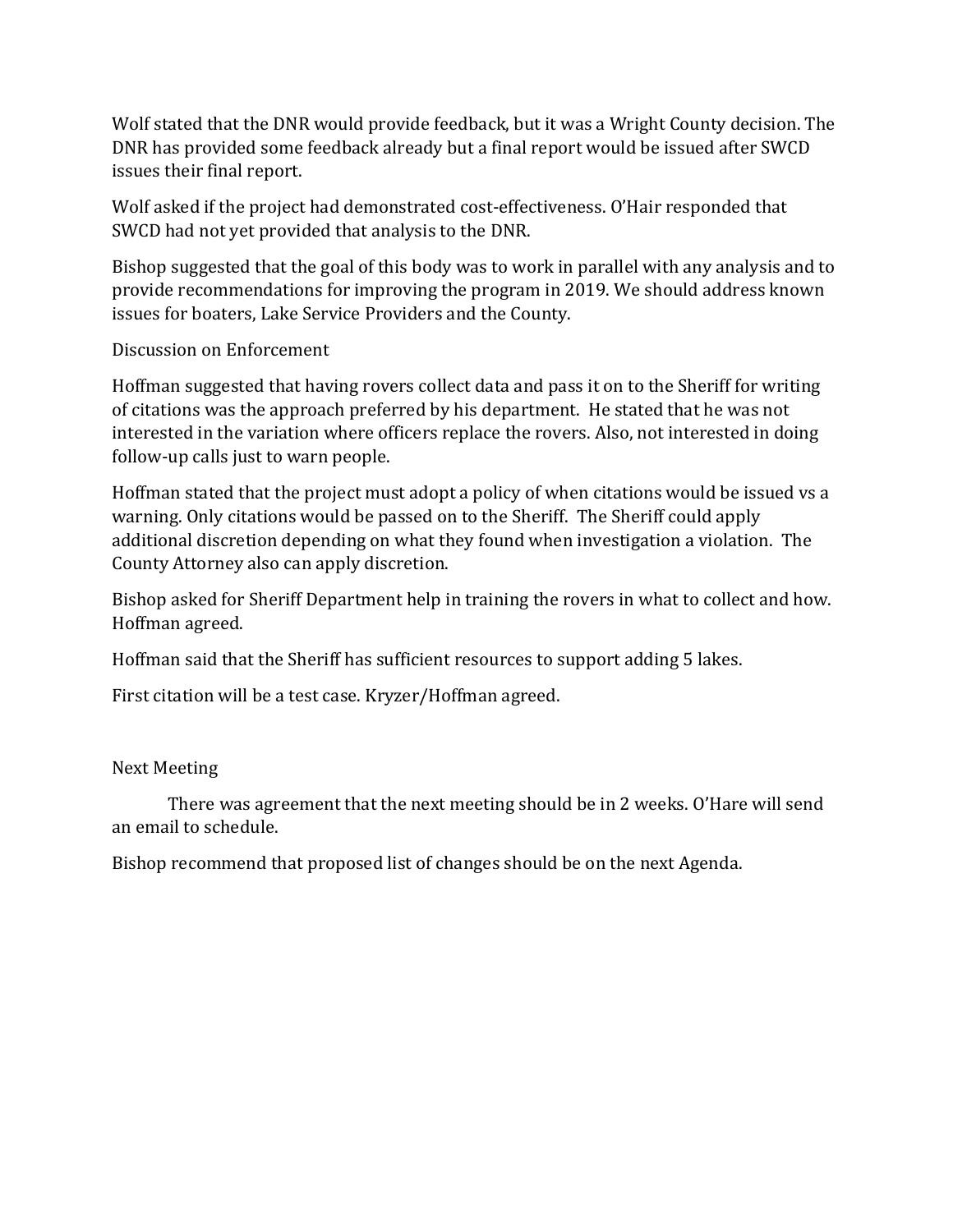Wolf stated that the DNR would provide feedback, but it was a Wright County decision. The DNR has provided some feedback already but a final report would be issued after SWCD issues their final report.

Wolf asked if the project had demonstrated cost-effectiveness. O'Hair responded that SWCD had not yet provided that analysis to the DNR.

Bishop suggested that the goal of this body was to work in parallel with any analysis and to provide recommendations for improving the program in 2019. We should address known issues for boaters, Lake Service Providers and the County.

Discussion on Enforcement

Hoffman suggested that having rovers collect data and pass it on to the Sheriff for writing of citations was the approach preferred by his department. He stated that he was not interested in the variation where officers replace the rovers. Also, not interested in doing follow-up calls just to warn people.

Hoffman stated that the project must adopt a policy of when citations would be issued vs a warning. Only citations would be passed on to the Sheriff. The Sheriff could apply additional discretion depending on what they found when investigation a violation. The County Attorney also can apply discretion.

Bishop asked for Sheriff Department help in training the rovers in what to collect and how. Hoffman agreed.

Hoffman said that the Sheriff has sufficient resources to support adding 5 lakes.

First citation will be a test case. Kryzer/Hoffman agreed.

Next Meeting

There was agreement that the next meeting should be in 2 weeks. O'Hare will send an email to schedule.

Bishop recommend that proposed list of changes should be on the next Agenda.